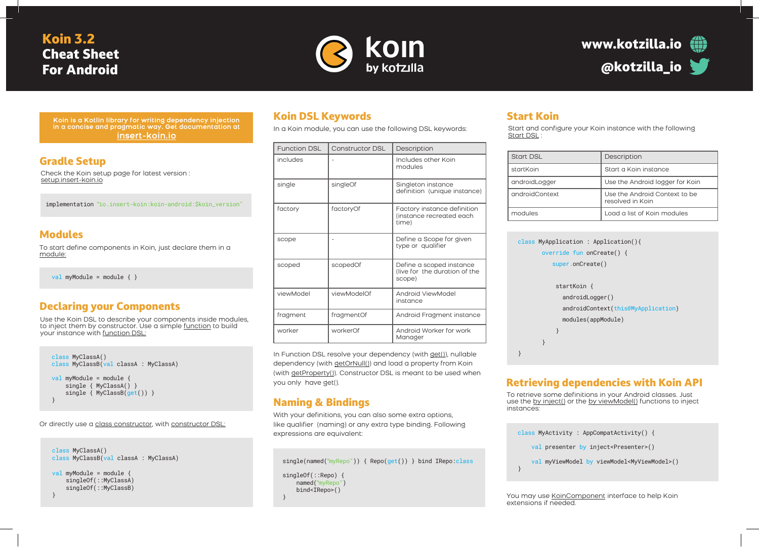# Koin 3.2 Cheat Sheet For Android

koin by kotzilla

www.kotzilla.io

@kotzilla_io

**Koin is a Kotlin library for writing dependency injection in a concise and pragmatic way. Get documentation at insert-koin.io**

## Gradle Setup

Check the Koin setup page for latest version : setup.insert-koin.io

```
implementation "io.insert-koin:koin-android:$koin_version"
```

## Modules

To start define components in Koin, just declare them in a module:

```
val myModule = module { }
```

## Declaring your Components

Use the Koin DSL to describe your components inside modules, to inject them by constructor. Use a simple function to build your instance with function DSL:

```
class MyClassA()
class MyClassB(val classA : MyClassA)

val myModule = module {
    single { MyClassA() }
    single { MyClassB(get()) }
}
```

Or directly use a class constructor, with constructor DSL:

```
class MyClassA()
class MyClassB(val classA : MyClassA)

val myModule = module {
    singleOf(::MyClassA)
    singleOf(::MyClassB)
}
```

## Koin DSL Keywords

In a Koin module, you can use the following DSL keywords:

| Function DSL | Constructor DSL | Description |
| --- | --- | --- |
| includes | - | Includes other Koin modules |
| single | singleOf | Singleton instance definition (unique instance) |
| factory | factoryOf | Factory instance definition (instance recreated each time) |
| scope | - | Define a Scope for given type or qualifier |
| scoped | scopedOf | Define a scoped instance (live for the duration of the scope) |
| viewModel | viewModelOf | Android ViewModel instance |
| fragment | fragmentOf | Android Fragment instance |
| worker | workerOf | Android Worker for work Manager |

In Function DSL resolve your dependency (with get()), nullable dependency (with getOrNull()) and load a property from Koin (with getProperty()). Constructor DSL is meant to be used when you only have get().

## Naming & Bindings

With your definitions, you can also some extra options, like qualifier (naming) or any extra type binding. Following expressions are equivalent:

```
single(named("myRepo")) { Repo(get()) } bind IRepo:class

singleOf(::Repo) {
    named("myRepo")
    bind<IRepo>()
}
```

## Start Koin

Start and configure your Koin instance with the following Start DSL :

| Start DSL | Description |
| --- | --- |
| startKoin | Start a Koin instance |
| androidLogger | Use the Android logger for Koin |
| androidContext | Use the Android Context to be resolved in Koin |
| modules | Load a list of Koin modules |

```
class MyApplication : Application(){
        override fun onCreate() {
            super.onCreate()

             startKoin {
               androidLogger()
               androidContext(this@MyApplication)
               modules(appModule)
             }
        }
}
```

## Retrieving dependencies with Koin API

To retrieve some definitions in your Android classes. Just use the by inject() or the by viewModel() functions to inject instances:

```
class MyActivity : AppCompatActivity() {

    val presenter by inject<Presenter>()

    val myViewModel by viewModel<MyViewModel>()
}
```

You may use KoinComponent interface to help Koin extensions if needed.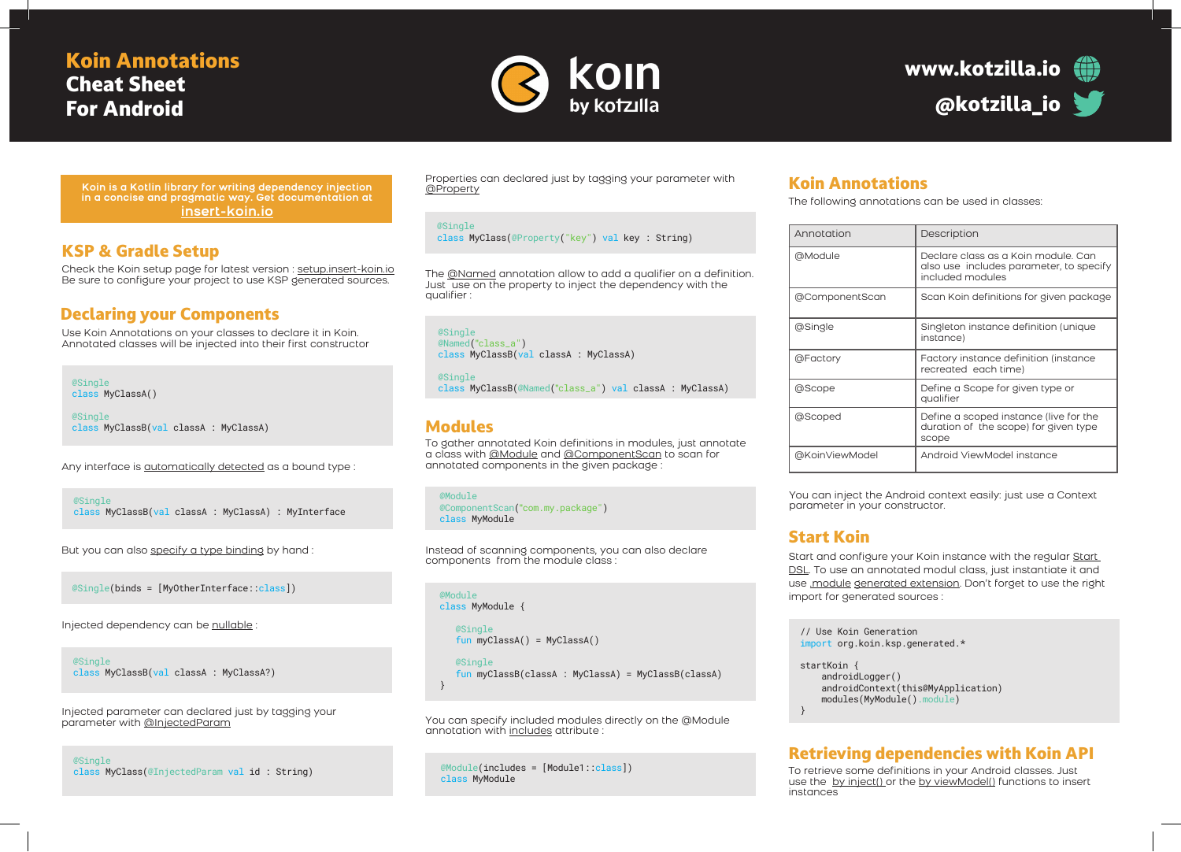# Koin Annotations Cheat Sheet For Android

koin by kotzilla

www.kotzilla.io

@kotzilla_io

**Koin is a Kotlin library for writing dependency injection in a concise and pragmatic way. Get documentation at insert-koin.io**

## KSP & Gradle Setup

Check the Koin setup page for latest version : setup.insert-koin.io
Be sure to configure your project to use KSP generated sources.

## Declaring your Components

Use Koin Annotations on your classes to declare it in Koin. Annotated classes will be injected into their first constructor

```
@Single
class MyClassA()

@Single
class MyClassB(val classA : MyClassA)
```

Any interface is automatically detected as a bound type :

```
@Single
class MyClassB(val classA : MyClassA) : MyInterface
```

But you can also specify a type binding by hand :

```
@Single(binds = [MyOtherInterface::class])
```

Injected dependency can be nullable :

```
@Single
class MyClassB(val classA : MyClassA?)
```

Injected parameter can declared just by tagging your parameter with @InjectedParam

```
@Single
class MyClass(@InjectedParam val id : String)
```

Properties can declared just by tagging your parameter with @Property

```
@Single
class MyClass(@Property("key") val key : String)
```

The @Named annotation allow to add a qualifier on a definition. Just use on the property to inject the dependency with the qualifier :

```
@Single
@Named("class_a")
class MyClassB(val classA : MyClassA)

@Single
class MyClassB(@Named("class_a") val classA : MyClassA)
```

## Modules

To gather annotated Koin definitions in modules, just annotate a class with @Module and @ComponentScan to scan for annotated components in the given package :

```
@Module
@ComponentScan("com.my.package")
class MyModule
```

Instead of scanning components, you can also declare components from the module class :

```
@Module
class MyModule {

    @Single
    fun myClassA() = MyClassA()

    @Single
    fun myClassB(classA : MyClassA) = MyClassB(classA)
}
```

You can specify included modules directly on the @Module annotation with includes attribute :

```
@Module(includes = [Module1::class])
class MyModule
```

## Koin Annotations

The following annotations can be used in classes:

| Annotation | Description |
| --- | --- |
| @Module | Declare class as a Koin module. Can also use includes parameter, to specify included modules |
| @ComponentScan | Scan Koin definitions for given package |
| @Single | Singleton instance definition (unique instance) |
| @Factory | Factory instance definition (instance recreated each time) |
| @Scope | Define a Scope for given type or qualifier |
| @Scoped | Define a scoped instance (live for the duration of the scope) for given type scope |
| @KoinViewModel | Android ViewModel instance |

You can inject the Android context easily: just use a Context parameter in your constructor.

## Start Koin

Start and configure your Koin instance with the regular Start DSL. To use an annotated modul class, just instantiate it and use .module generated extension. Don't forget to use the right import for generated sources :

```
// Use Koin Generation
import org.koin.ksp.generated.*

startKoin {
    androidLogger()
    androidContext(this@MyApplication)
    modules(MyModule().module)
}
```

## Retrieving dependencies with Koin API

To retrieve some definitions in your Android classes. Just use the by inject() or the by viewModel() functions to insert instances